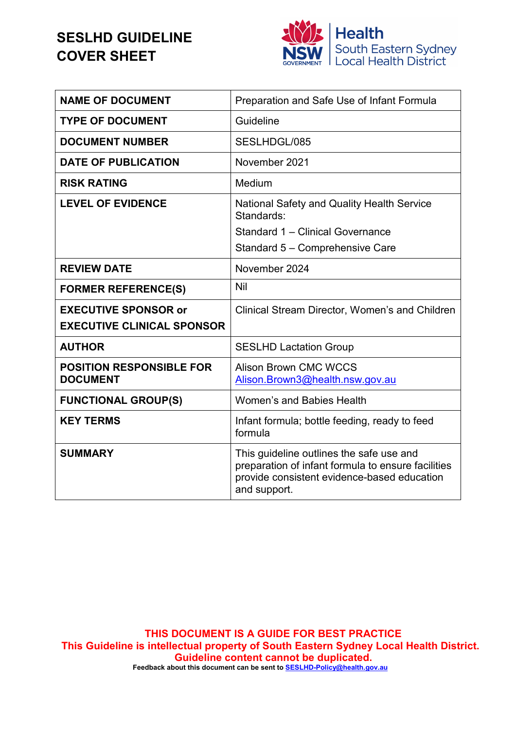# SESLHD GUIDELINE COVER SHEET

Health
South Eastern Sydney
Local Health District

| NAME OF DOCUMENT | Preparation and Safe Use of Infant Formula |
|---|---|
| TYPE OF DOCUMENT | Guideline |
| DOCUMENT NUMBER | SESLHDGL/085 |
| DATE OF PUBLICATION | November 2021 |
| RISK RATING | Medium |
| LEVEL OF EVIDENCE | National Safety and Quality Health Service Standards:<br>Standard 1 – Clinical Governance<br>Standard 5 – Comprehensive Care |
| REVIEW DATE | November 2024 |
| FORMER REFERENCE(S) | Nil |
| EXECUTIVE SPONSOR or EXECUTIVE CLINICAL SPONSOR | Clinical Stream Director, Women's and Children |
| AUTHOR | SESLHD Lactation Group |
| POSITION RESPONSIBLE FOR DOCUMENT | Alison Brown CMC WCCS<br>Alison.Brown3@health.nsw.gov.au |
| FUNCTIONAL GROUP(S) | Women's and Babies Health |
| KEY TERMS | Infant formula; bottle feeding, ready to feed formula |
| SUMMARY | This guideline outlines the safe use and preparation of infant formula to ensure facilities provide consistent evidence-based education and support. |

**THIS DOCUMENT IS A GUIDE FOR BEST PRACTICE**
**This Guideline is intellectual property of South Eastern Sydney Local Health District.**
**Guideline content cannot be duplicated.**
**Feedback about this document can be sent to SESLHD-Policy@health.gov.au**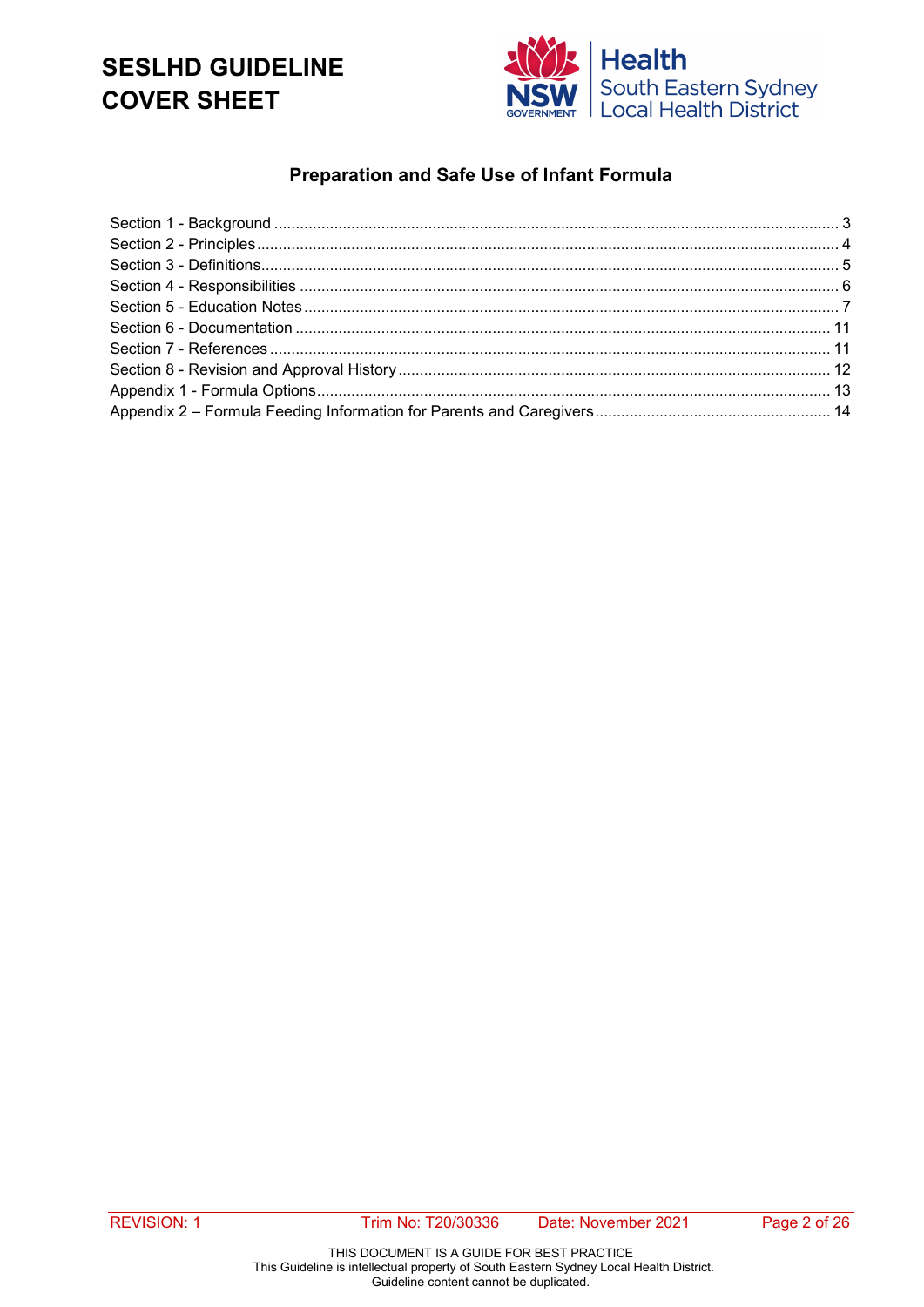# SESLHD GUIDELINE COVER SHEET

## Preparation and Safe Use of Infant Formula

Section 1 - Background .................................................................................................................. 3
Section 2 - Principles ...................................................................................................................... 4
Section 3 - Definitions ..................................................................................................................... 5
Section 4 - Responsibilities ............................................................................................................ 6
Section 5 - Education Notes ........................................................................................................... 7
Section 6 - Documentation ........................................................................................................... 11
Section 7 - References ................................................................................................................. 11
Section 8 - Revision and Approval History .................................................................................... 12
Appendix 1 - Formula Options ...................................................................................................... 13
Appendix 2 – Formula Feeding Information for Parents and Caregivers ....................................... 14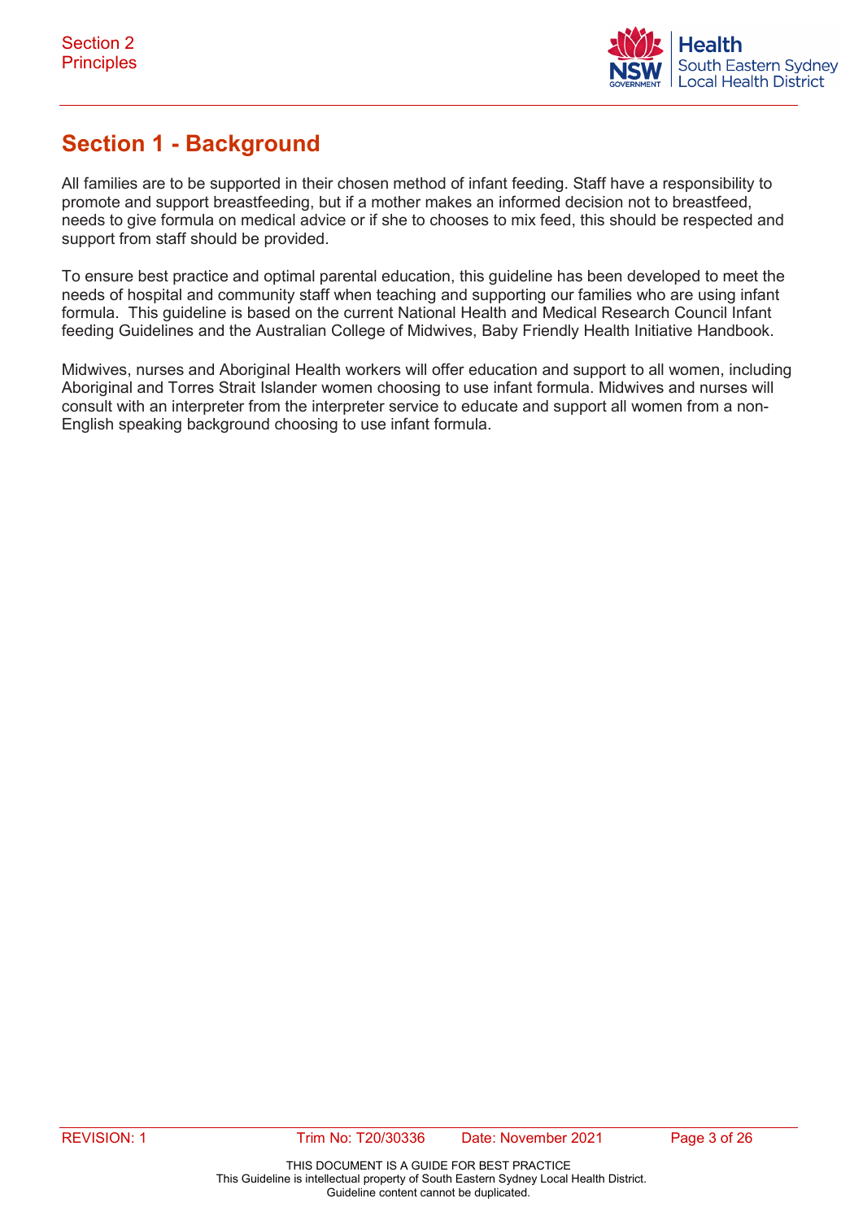# Section 1 - Background

All families are to be supported in their chosen method of infant feeding. Staff have a responsibility to promote and support breastfeeding, but if a mother makes an informed decision not to breastfeed, needs to give formula on medical advice or if she to chooses to mix feed, this should be respected and support from staff should be provided.

To ensure best practice and optimal parental education, this guideline has been developed to meet the needs of hospital and community staff when teaching and supporting our families who are using infant formula. This guideline is based on the current National Health and Medical Research Council Infant feeding Guidelines and the Australian College of Midwives, Baby Friendly Health Initiative Handbook.

Midwives, nurses and Aboriginal Health workers will offer education and support to all women, including Aboriginal and Torres Strait Islander women choosing to use infant formula. Midwives and nurses will consult with an interpreter from the interpreter service to educate and support all women from a non-English speaking background choosing to use infant formula.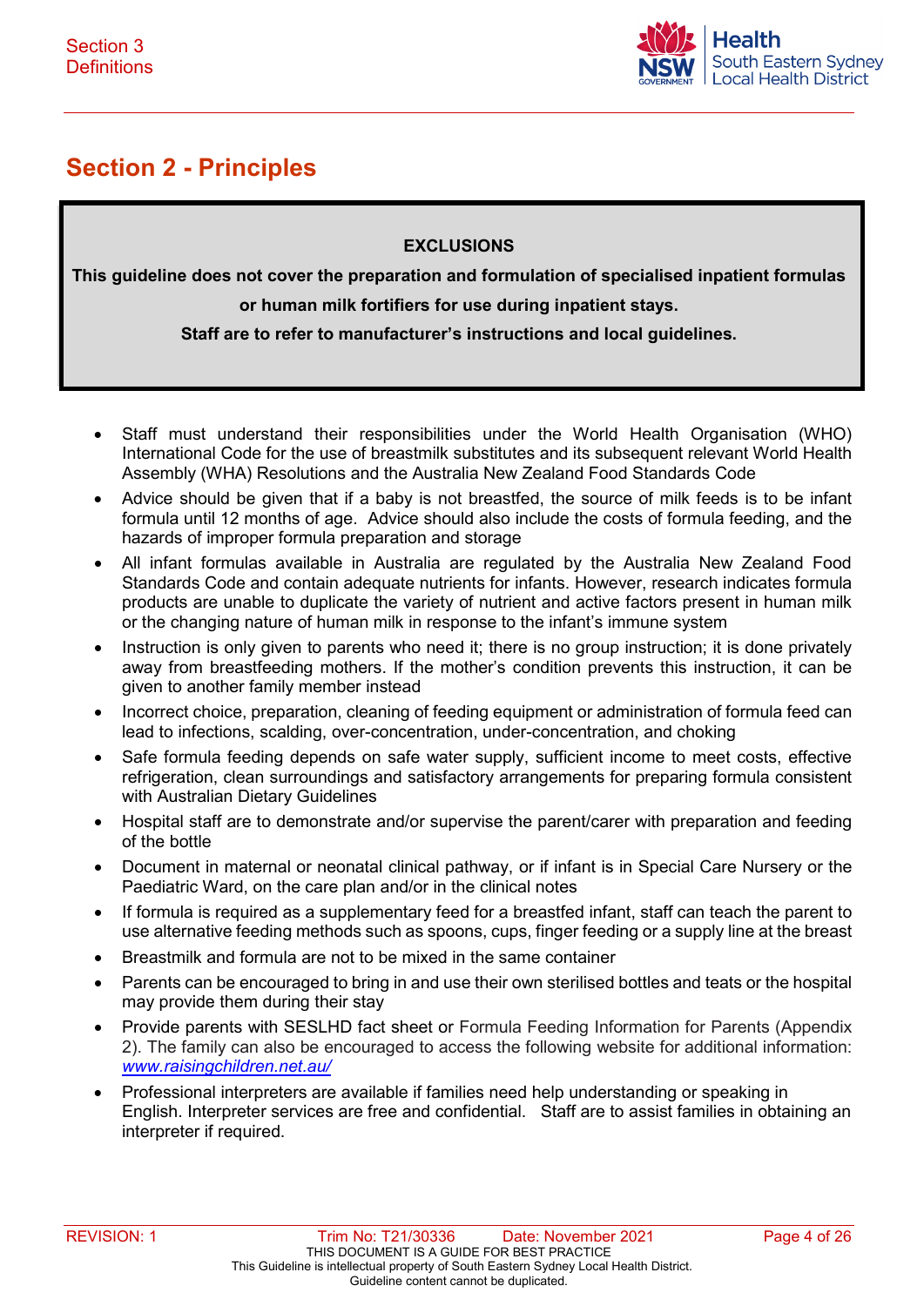# Section 2 - Principles

**EXCLUSIONS**

**This guideline does not cover the preparation and formulation of specialised inpatient formulas or human milk fortifiers for use during inpatient stays.**

**Staff are to refer to manufacturer's instructions and local guidelines.**

- Staff must understand their responsibilities under the World Health Organisation (WHO) International Code for the use of breastmilk substitutes and its subsequent relevant World Health Assembly (WHA) Resolutions and the Australia New Zealand Food Standards Code
- Advice should be given that if a baby is not breastfed, the source of milk feeds is to be infant formula until 12 months of age. Advice should also include the costs of formula feeding, and the hazards of improper formula preparation and storage
- All infant formulas available in Australia are regulated by the Australia New Zealand Food Standards Code and contain adequate nutrients for infants. However, research indicates formula products are unable to duplicate the variety of nutrient and active factors present in human milk or the changing nature of human milk in response to the infant's immune system
- Instruction is only given to parents who need it; there is no group instruction; it is done privately away from breastfeeding mothers. If the mother's condition prevents this instruction, it can be given to another family member instead
- Incorrect choice, preparation, cleaning of feeding equipment or administration of formula feed can lead to infections, scalding, over-concentration, under-concentration, and choking
- Safe formula feeding depends on safe water supply, sufficient income to meet costs, effective refrigeration, clean surroundings and satisfactory arrangements for preparing formula consistent with Australian Dietary Guidelines
- Hospital staff are to demonstrate and/or supervise the parent/carer with preparation and feeding of the bottle
- Document in maternal or neonatal clinical pathway, or if infant is in Special Care Nursery or the Paediatric Ward, on the care plan and/or in the clinical notes
- If formula is required as a supplementary feed for a breastfed infant, staff can teach the parent to use alternative feeding methods such as spoons, cups, finger feeding or a supply line at the breast
- Breastmilk and formula are not to be mixed in the same container
- Parents can be encouraged to bring in and use their own sterilised bottles and teats or the hospital may provide them during their stay
- Provide parents with SESLHD fact sheet or Formula Feeding Information for Parents (Appendix 2). The family can also be encouraged to access the following website for additional information: *www.raisingchildren.net.au/*
- Professional interpreters are available if families need help understanding or speaking in English. Interpreter services are free and confidential. Staff are to assist families in obtaining an interpreter if required.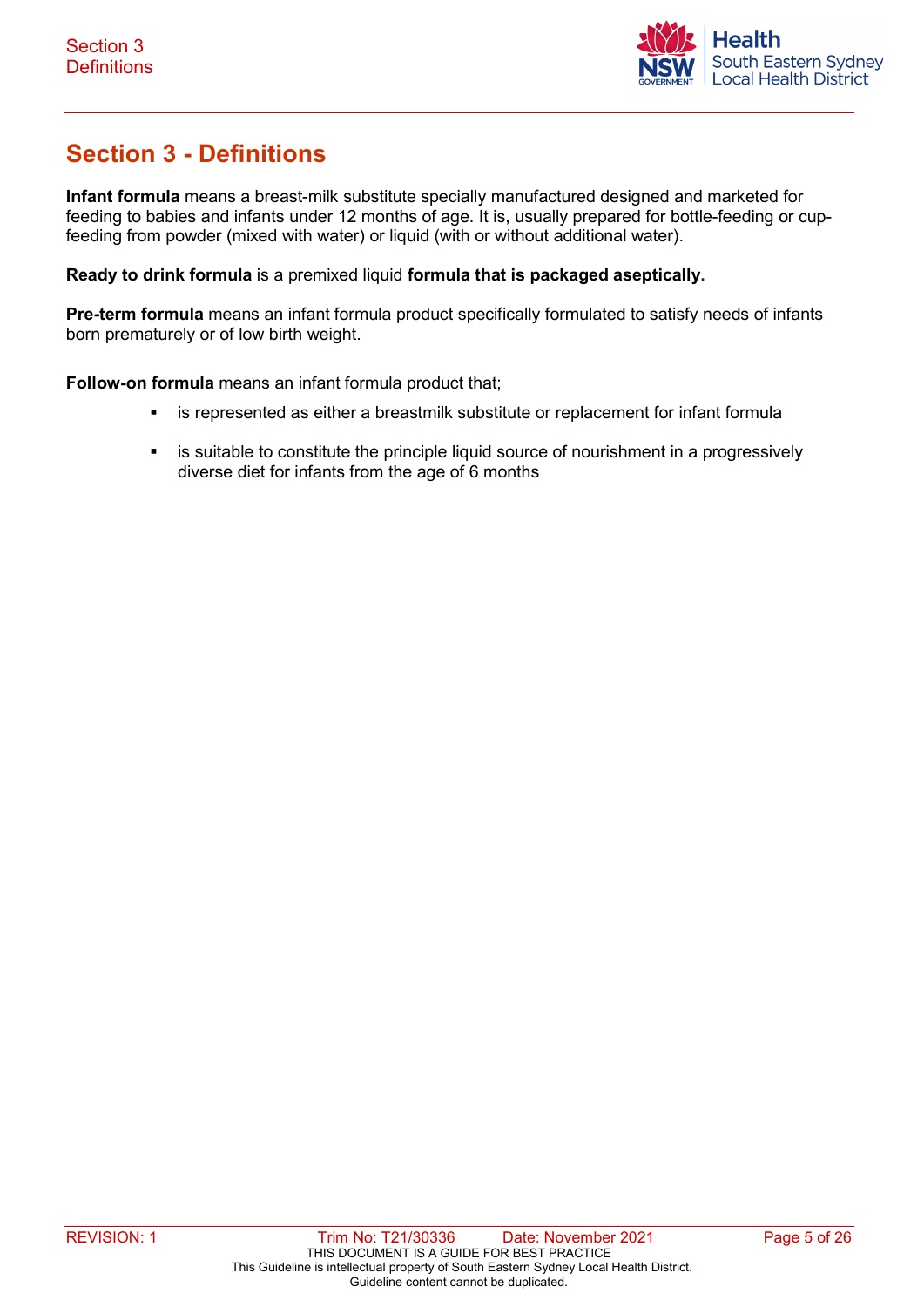## Section 3 - Definitions

**Infant formula** means a breast-milk substitute specially manufactured designed and marketed for feeding to babies and infants under 12 months of age. It is, usually prepared for bottle-feeding or cup-feeding from powder (mixed with water) or liquid (with or without additional water).

**Ready to drink formula** is a premixed liquid **formula that is packaged aseptically.**

**Pre-term formula** means an infant formula product specifically formulated to satisfy needs of infants born prematurely or of low birth weight.

**Follow-on formula** means an infant formula product that;

- is represented as either a breastmilk substitute or replacement for infant formula
- is suitable to constitute the principle liquid source of nourishment in a progressively diverse diet for infants from the age of 6 months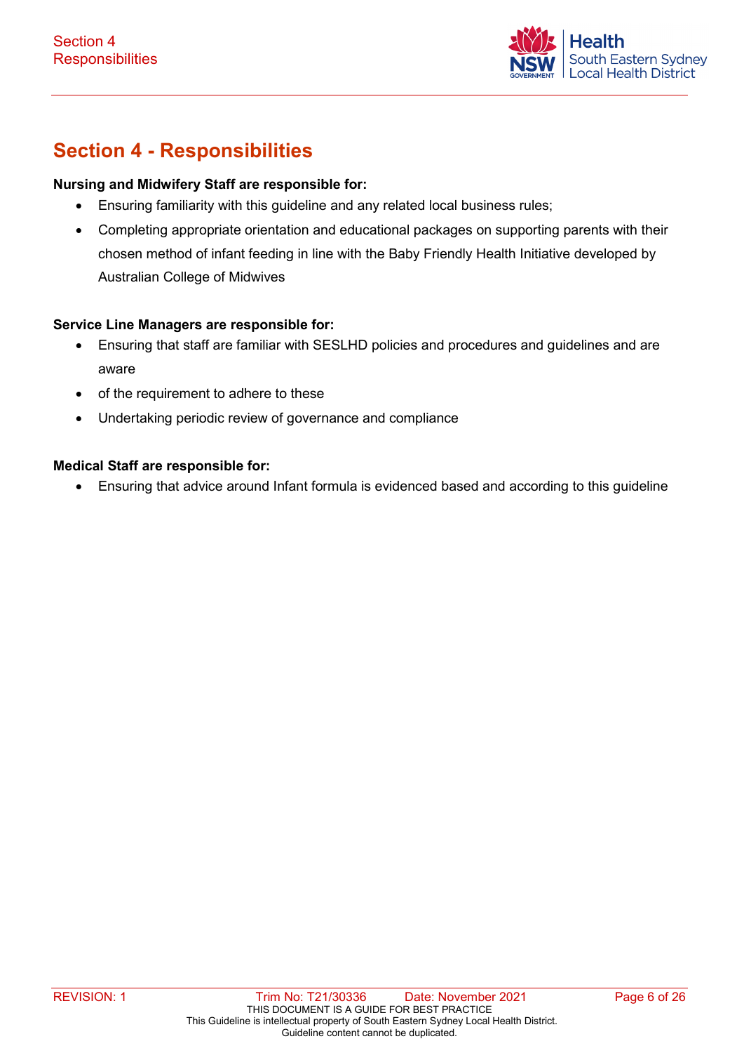# Section 4 - Responsibilities

**Nursing and Midwifery Staff are responsible for:**

- Ensuring familiarity with this guideline and any related local business rules;
- Completing appropriate orientation and educational packages on supporting parents with their chosen method of infant feeding in line with the Baby Friendly Health Initiative developed by Australian College of Midwives

**Service Line Managers are responsible for:**

- Ensuring that staff are familiar with SESLHD policies and procedures and guidelines and are aware
- of the requirement to adhere to these
- Undertaking periodic review of governance and compliance

**Medical Staff are responsible for:**

- Ensuring that advice around Infant formula is evidenced based and according to this guideline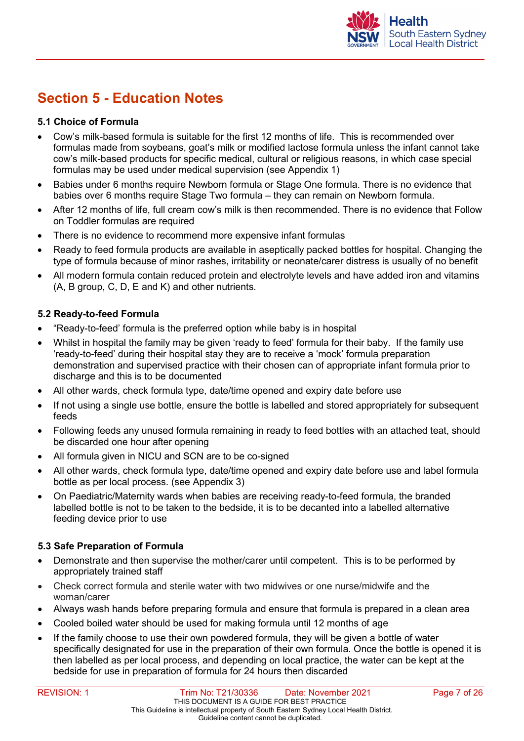## Section 5 - Education Notes

### 5.1 Choice of Formula

- Cow's milk-based formula is suitable for the first 12 months of life. This is recommended over formulas made from soybeans, goat's milk or modified lactose formula unless the infant cannot take cow's milk-based products for specific medical, cultural or religious reasons, in which case special formulas may be used under medical supervision (see Appendix 1)
- Babies under 6 months require Newborn formula or Stage One formula. There is no evidence that babies over 6 months require Stage Two formula – they can remain on Newborn formula.
- After 12 months of life, full cream cow's milk is then recommended. There is no evidence that Follow on Toddler formulas are required
- There is no evidence to recommend more expensive infant formulas
- Ready to feed formula products are available in aseptically packed bottles for hospital. Changing the type of formula because of minor rashes, irritability or neonate/carer distress is usually of no benefit
- All modern formula contain reduced protein and electrolyte levels and have added iron and vitamins (A, B group, C, D, E and K) and other nutrients.

### 5.2 Ready-to-feed Formula

- "Ready-to-feed' formula is the preferred option while baby is in hospital
- Whilst in hospital the family may be given 'ready to feed' formula for their baby. If the family use 'ready-to-feed' during their hospital stay they are to receive a 'mock' formula preparation demonstration and supervised practice with their chosen can of appropriate infant formula prior to discharge and this is to be documented
- All other wards, check formula type, date/time opened and expiry date before use
- If not using a single use bottle, ensure the bottle is labelled and stored appropriately for subsequent feeds
- Following feeds any unused formula remaining in ready to feed bottles with an attached teat, should be discarded one hour after opening
- All formula given in NICU and SCN are to be co-signed
- All other wards, check formula type, date/time opened and expiry date before use and label formula bottle as per local process. (see Appendix 3)
- On Paediatric/Maternity wards when babies are receiving ready-to-feed formula, the branded labelled bottle is not to be taken to the bedside, it is to be decanted into a labelled alternative feeding device prior to use

### 5.3 Safe Preparation of Formula

- Demonstrate and then supervise the mother/carer until competent. This is to be performed by appropriately trained staff
- Check correct formula and sterile water with two midwives or one nurse/midwife and the woman/carer
- Always wash hands before preparing formula and ensure that formula is prepared in a clean area
- Cooled boiled water should be used for making formula until 12 months of age
- If the family choose to use their own powdered formula, they will be given a bottle of water specifically designated for use in the preparation of their own formula. Once the bottle is opened it is then labelled as per local process, and depending on local practice, the water can be kept at the bedside for use in preparation of formula for 24 hours then discarded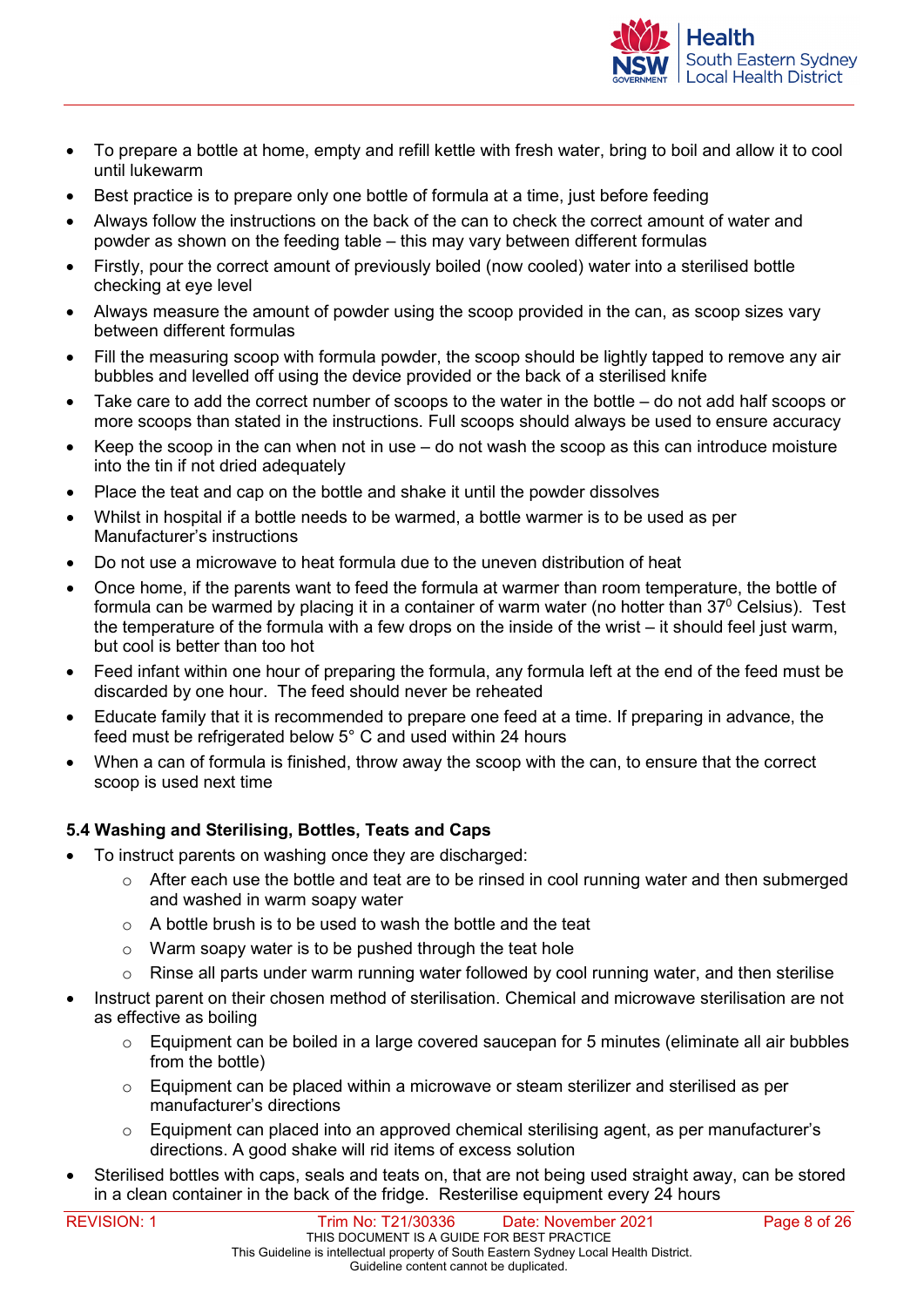- To prepare a bottle at home, empty and refill kettle with fresh water, bring to boil and allow it to cool until lukewarm
- Best practice is to prepare only one bottle of formula at a time, just before feeding
- Always follow the instructions on the back of the can to check the correct amount of water and powder as shown on the feeding table – this may vary between different formulas
- Firstly, pour the correct amount of previously boiled (now cooled) water into a sterilised bottle checking at eye level
- Always measure the amount of powder using the scoop provided in the can, as scoop sizes vary between different formulas
- Fill the measuring scoop with formula powder, the scoop should be lightly tapped to remove any air bubbles and levelled off using the device provided or the back of a sterilised knife
- Take care to add the correct number of scoops to the water in the bottle – do not add half scoops or more scoops than stated in the instructions. Full scoops should always be used to ensure accuracy
- Keep the scoop in the can when not in use – do not wash the scoop as this can introduce moisture into the tin if not dried adequately
- Place the teat and cap on the bottle and shake it until the powder dissolves
- Whilst in hospital if a bottle needs to be warmed, a bottle warmer is to be used as per Manufacturer's instructions
- Do not use a microwave to heat formula due to the uneven distribution of heat
- Once home, if the parents want to feed the formula at warmer than room temperature, the bottle of formula can be warmed by placing it in a container of warm water (no hotter than $37^0$ Celsius). Test the temperature of the formula with a few drops on the inside of the wrist – it should feel just warm, but cool is better than too hot
- Feed infant within one hour of preparing the formula, any formula left at the end of the feed must be discarded by one hour. The feed should never be reheated
- Educate family that it is recommended to prepare one feed at a time. If preparing in advance, the feed must be refrigerated below 5° C and used within 24 hours
- When a can of formula is finished, throw away the scoop with the can, to ensure that the correct scoop is used next time

### 5.4 Washing and Sterilising, Bottles, Teats and Caps

- To instruct parents on washing once they are discharged:
  - After each use the bottle and teat are to be rinsed in cool running water and then submerged and washed in warm soapy water
  - A bottle brush is to be used to wash the bottle and the teat
  - Warm soapy water is to be pushed through the teat hole
  - Rinse all parts under warm running water followed by cool running water, and then sterilise
- Instruct parent on their chosen method of sterilisation. Chemical and microwave sterilisation are not as effective as boiling
  - Equipment can be boiled in a large covered saucepan for 5 minutes (eliminate all air bubbles from the bottle)
  - Equipment can be placed within a microwave or steam sterilizer and sterilised as per manufacturer's directions
  - Equipment can placed into an approved chemical sterilising agent, as per manufacturer's directions. A good shake will rid items of excess solution
- Sterilised bottles with caps, seals and teats on, that are not being used straight away, can be stored in a clean container in the back of the fridge. Resterilise equipment every 24 hours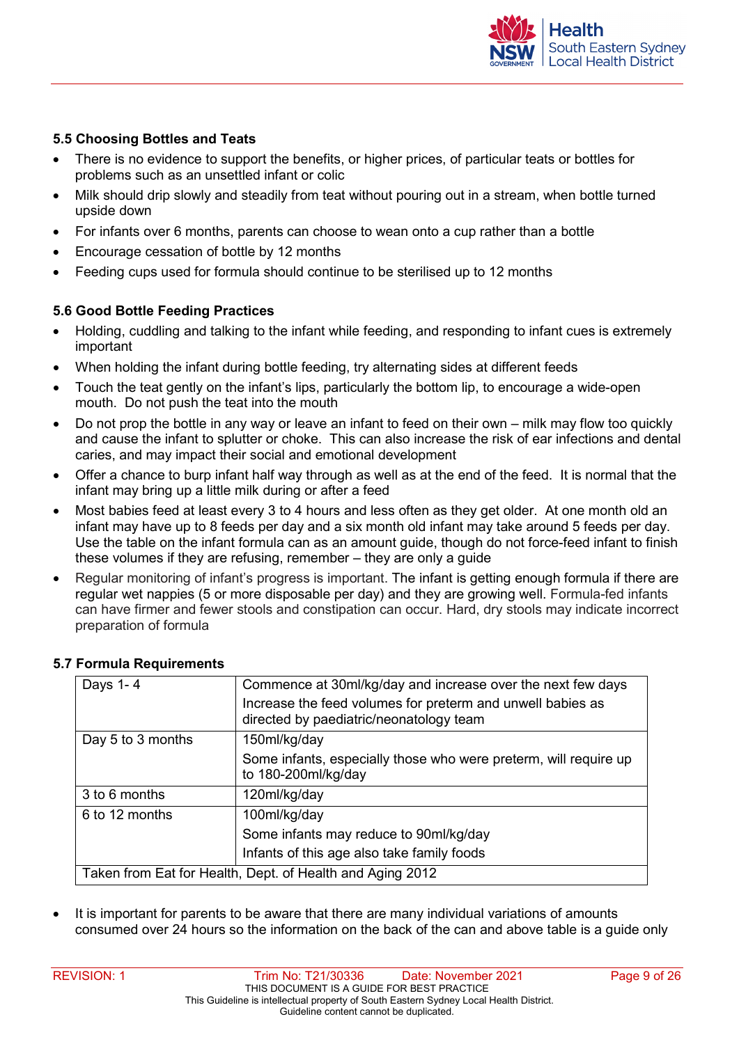### 5.5 Choosing Bottles and Teats

- There is no evidence to support the benefits, or higher prices, of particular teats or bottles for problems such as an unsettled infant or colic
- Milk should drip slowly and steadily from teat without pouring out in a stream, when bottle turned upside down
- For infants over 6 months, parents can choose to wean onto a cup rather than a bottle
- Encourage cessation of bottle by 12 months
- Feeding cups used for formula should continue to be sterilised up to 12 months

### 5.6 Good Bottle Feeding Practices

- Holding, cuddling and talking to the infant while feeding, and responding to infant cues is extremely important
- When holding the infant during bottle feeding, try alternating sides at different feeds
- Touch the teat gently on the infant's lips, particularly the bottom lip, to encourage a wide-open mouth. Do not push the teat into the mouth
- Do not prop the bottle in any way or leave an infant to feed on their own – milk may flow too quickly and cause the infant to splutter or choke. This can also increase the risk of ear infections and dental caries, and may impact their social and emotional development
- Offer a chance to burp infant half way through as well as at the end of the feed. It is normal that the infant may bring up a little milk during or after a feed
- Most babies feed at least every 3 to 4 hours and less often as they get older. At one month old an infant may have up to 8 feeds per day and a six month old infant may take around 5 feeds per day. Use the table on the infant formula can as an amount guide, though do not force-feed infant to finish these volumes if they are refusing, remember – they are only a guide
- Regular monitoring of infant's progress is important. The infant is getting enough formula if there are regular wet nappies (5 or more disposable per day) and they are growing well. Formula-fed infants can have firmer and fewer stools and constipation can occur. Hard, dry stools may indicate incorrect preparation of formula

### 5.7 Formula Requirements

| Age | Requirement |
|---|---|
| Days 1- 4 | Commence at 30ml/kg/day and increase over the next few days<br>Increase the feed volumes for preterm and unwell babies as directed by paediatric/neonatology team |
| Day 5 to 3 months | 150ml/kg/day<br>Some infants, especially those who were preterm, will require up to 180-200ml/kg/day |
| 3 to 6 months | 120ml/kg/day |
| 6 to 12 months | 100ml/kg/day<br>Some infants may reduce to 90ml/kg/day<br>Infants of this age also take family foods |
| Taken from Eat for Health, Dept. of Health and Aging 2012 | |

- It is important for parents to be aware that there are many individual variations of amounts consumed over 24 hours so the information on the back of the can and above table is a guide only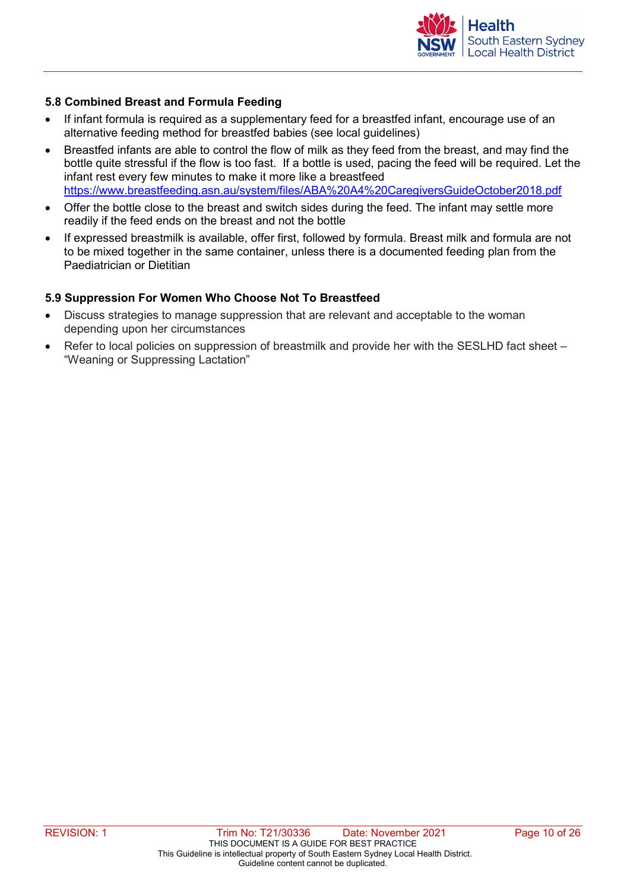### 5.8 Combined Breast and Formula Feeding

- If infant formula is required as a supplementary feed for a breastfed infant, encourage use of an alternative feeding method for breastfed babies (see local guidelines)
- Breastfed infants are able to control the flow of milk as they feed from the breast, and may find the bottle quite stressful if the flow is too fast. If a bottle is used, pacing the feed will be required. Let the infant rest every few minutes to make it more like a breastfeed https://www.breastfeeding.asn.au/system/files/ABA%20A4%20CaregiversGuideOctober2018.pdf
- Offer the bottle close to the breast and switch sides during the feed. The infant may settle more readily if the feed ends on the breast and not the bottle
- If expressed breastmilk is available, offer first, followed by formula. Breast milk and formula are not to be mixed together in the same container, unless there is a documented feeding plan from the Paediatrician or Dietitian

### 5.9 Suppression For Women Who Choose Not To Breastfeed

- Discuss strategies to manage suppression that are relevant and acceptable to the woman depending upon her circumstances
- Refer to local policies on suppression of breastmilk and provide her with the SESLHD fact sheet – "Weaning or Suppressing Lactation"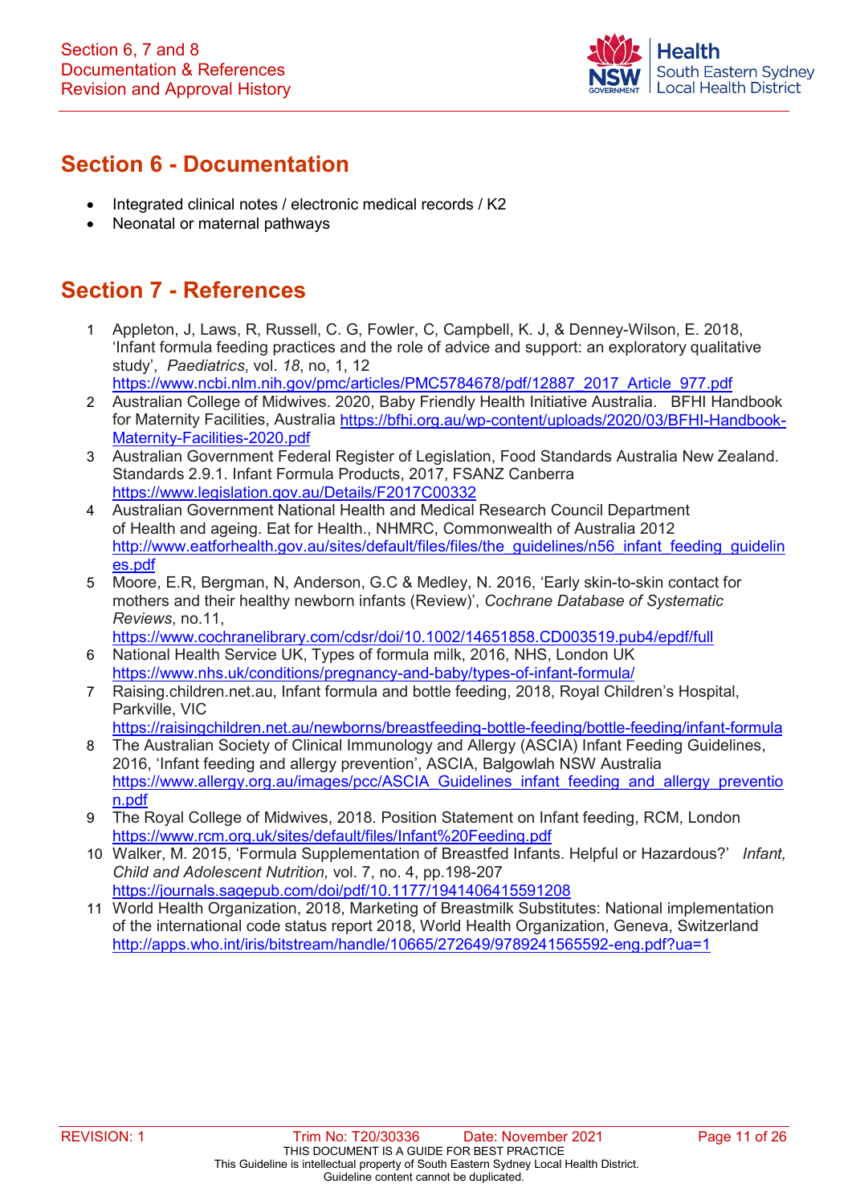## Section 6 - Documentation

- Integrated clinical notes / electronic medical records / K2
- Neonatal or maternal pathways

## Section 7 - References

1. Appleton, J, Laws, R, Russell, C. G, Fowler, C, Campbell, K. J, & Denney-Wilson, E. 2018, 'Infant formula feeding practices and the role of advice and support: an exploratory qualitative study', *Paediatrics*, vol. *18*, no, 1, 12 https://www.ncbi.nlm.nih.gov/pmc/articles/PMC5784678/pdf/12887_2017_Article_977.pdf
2. Australian College of Midwives. 2020, Baby Friendly Health Initiative Australia. BFHI Handbook for Maternity Facilities, Australia https://bfhi.org.au/wp-content/uploads/2020/03/BFHI-Handbook-Maternity-Facilities-2020.pdf
3. Australian Government Federal Register of Legislation, Food Standards Australia New Zealand. Standards 2.9.1. Infant Formula Products, 2017, FSANZ Canberra https://www.legislation.gov.au/Details/F2017C00332
4. Australian Government National Health and Medical Research Council Department of Health and ageing. Eat for Health., NHMRC, Commonwealth of Australia 2012 http://www.eatforhealth.gov.au/sites/default/files/files/the_guidelines/n56_infant_feeding_guidelines.pdf
5. Moore, E.R, Bergman, N, Anderson, G.C & Medley, N. 2016, 'Early skin-to-skin contact for mothers and their healthy newborn infants (Review)', *Cochrane Database of Systematic Reviews*, no.11, https://www.cochranelibrary.com/cdsr/doi/10.1002/14651858.CD003519.pub4/epdf/full
6. National Health Service UK, Types of formula milk, 2016, NHS, London UK https://www.nhs.uk/conditions/pregnancy-and-baby/types-of-infant-formula/
7. Raising.children.net.au, Infant formula and bottle feeding, 2018, Royal Children's Hospital, Parkville, VIC https://raisingchildren.net.au/newborns/breastfeeding-bottle-feeding/bottle-feeding/infant-formula
8. The Australian Society of Clinical Immunology and Allergy (ASCIA) Infant Feeding Guidelines, 2016, 'Infant feeding and allergy prevention', ASCIA, Balgowlah NSW Australia https://www.allergy.org.au/images/pcc/ASCIA_Guidelines_infant_feeding_and_allergy_prevention.pdf
9. The Royal College of Midwives, 2018. Position Statement on Infant feeding, RCM, London https://www.rcm.org.uk/sites/default/files/Infant%20Feeding.pdf
10. Walker, M. 2015, 'Formula Supplementation of Breastfed Infants. Helpful or Hazardous?' *Infant, Child and Adolescent Nutrition,* vol. 7, no. 4, pp.198-207 https://journals.sagepub.com/doi/pdf/10.1177/1941406415591208
11. World Health Organization, 2018, Marketing of Breastmilk Substitutes: National implementation of the international code status report 2018, World Health Organization, Geneva, Switzerland http://apps.who.int/iris/bitstream/handle/10665/272649/9789241565592-eng.pdf?ua=1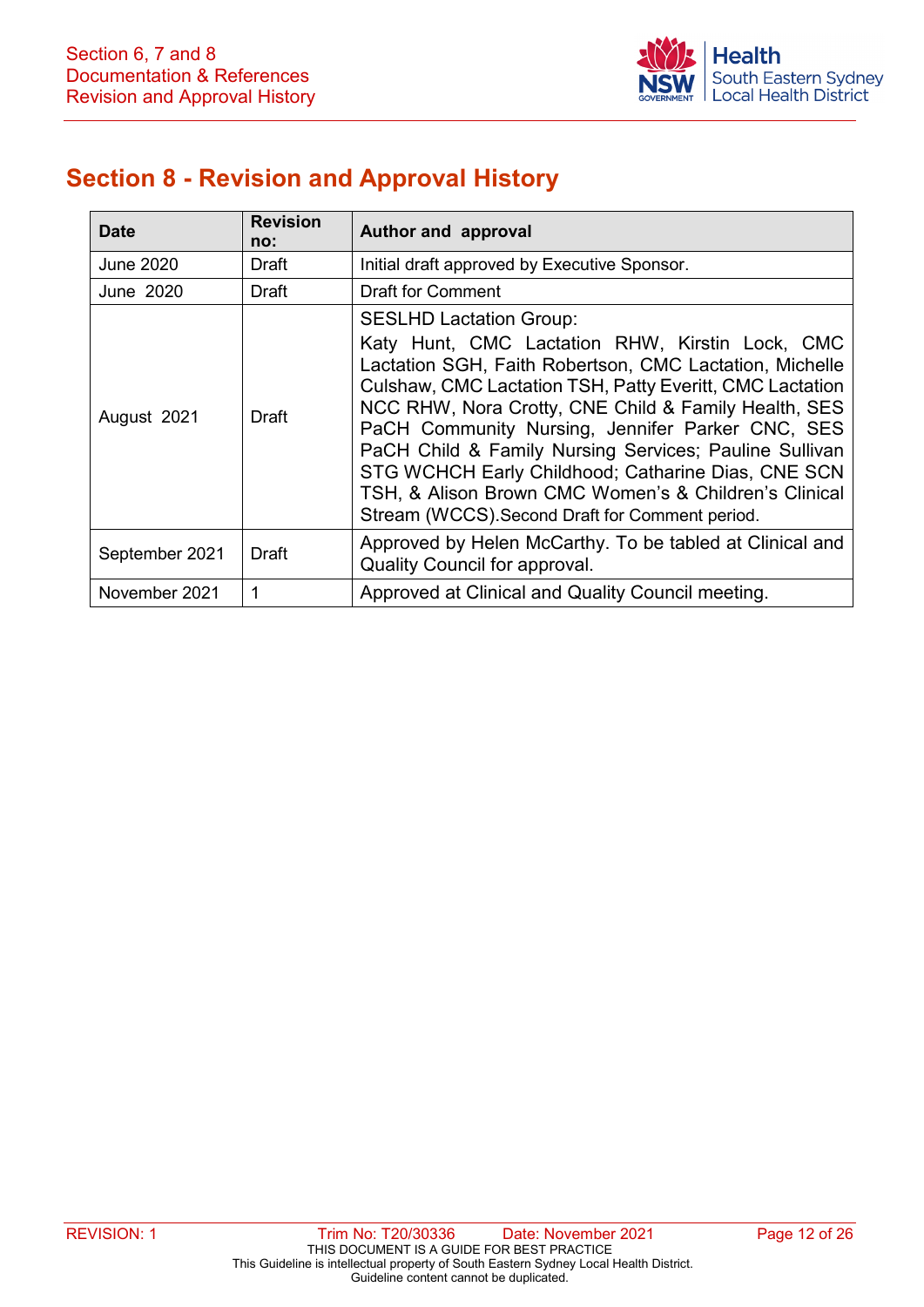## Section 8 - Revision and Approval History

| Date | Revision no: | Author and approval |
|---|---|---|
| June 2020 | Draft | Initial draft approved by Executive Sponsor. |
| June 2020 | Draft | Draft for Comment |
| August 2021 | Draft | SESLHD Lactation Group: Katy Hunt, CMC Lactation RHW, Kirstin Lock, CMC Lactation SGH, Faith Robertson, CMC Lactation, Michelle Culshaw, CMC Lactation TSH, Patty Everitt, CMC Lactation NCC RHW, Nora Crotty, CNE Child & Family Health, SES PaCH Community Nursing, Jennifer Parker CNC, SES PaCH Child & Family Nursing Services; Pauline Sullivan STG WCHCH Early Childhood; Catharine Dias, CNE SCN TSH, & Alison Brown CMC Women's & Children's Clinical Stream (WCCS).Second Draft for Comment period. |
| September 2021 | Draft | Approved by Helen McCarthy. To be tabled at Clinical and Quality Council for approval. |
| November 2021 | 1 | Approved at Clinical and Quality Council meeting. |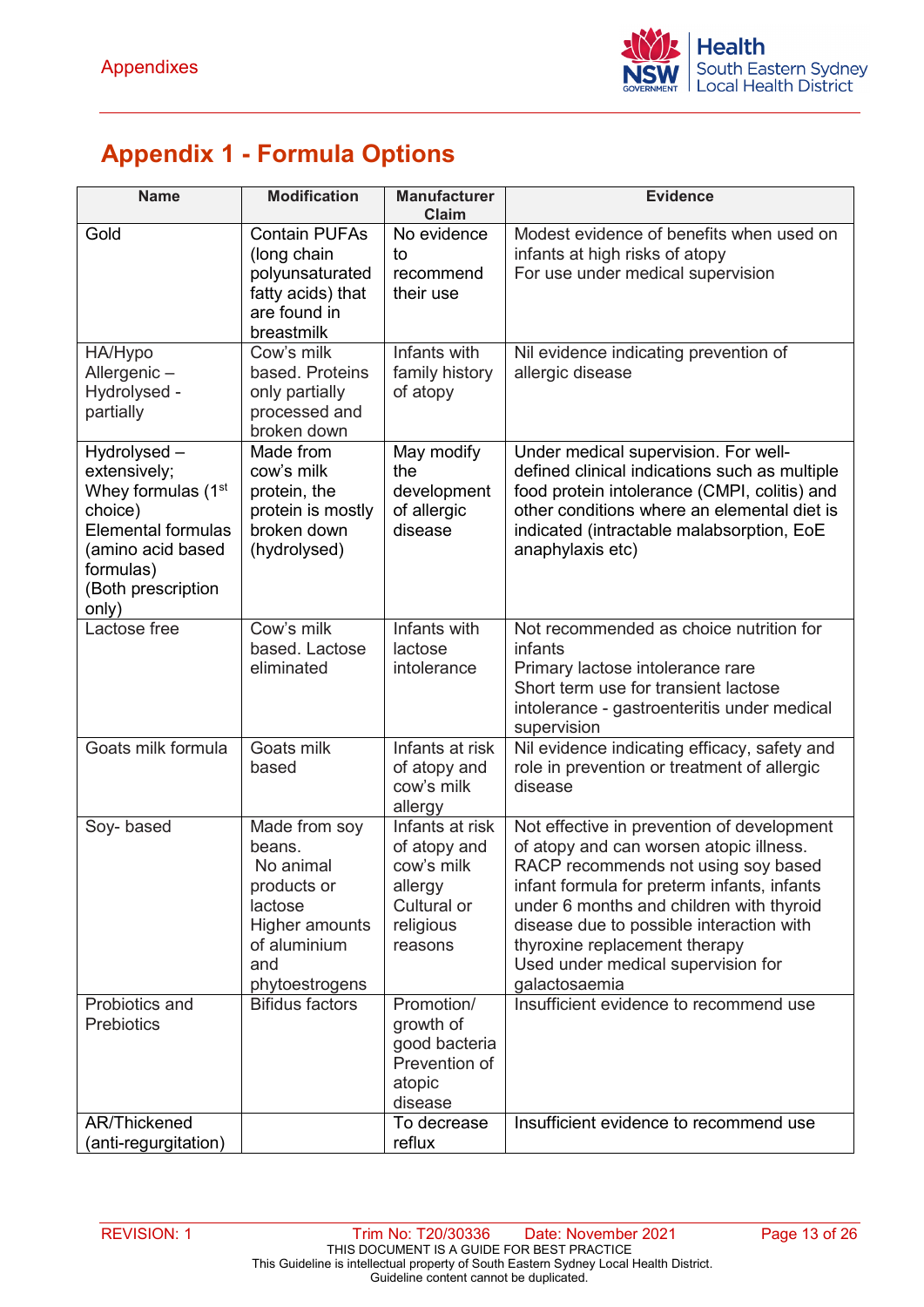# Appendix 1 - Formula Options

| Name | Modification | Manufacturer Claim | Evidence |
|---|---|---|---|
| Gold | Contain PUFAs (long chain polyunsaturated fatty acids) that are found in breastmilk | No evidence to recommend their use | Modest evidence of benefits when used on infants at high risks of atopy<br>For use under medical supervision |
| HA/Hypo Allergenic – Hydrolysed - partially | Cow's milk based. Proteins only partially processed and broken down | Infants with family history of atopy | Nil evidence indicating prevention of allergic disease |
| Hydrolysed – extensively;<br>Whey formulas (1st choice)<br>Elemental formulas (amino acid based formulas)<br>(Both prescription only) | Made from cow's milk protein, the protein is mostly broken down (hydrolysed) | May modify the development of allergic disease | Under medical supervision. For well-defined clinical indications such as multiple food protein intolerance (CMPI, colitis) and other conditions where an elemental diet is indicated (intractable malabsorption, EoE anaphylaxis etc) |
| Lactose free | Cow's milk based. Lactose eliminated | Infants with lactose intolerance | Not recommended as choice nutrition for infants<br>Primary lactose intolerance rare<br>Short term use for transient lactose intolerance - gastroenteritis under medical supervision |
| Goats milk formula | Goats milk based | Infants at risk of atopy and cow's milk allergy | Nil evidence indicating efficacy, safety and role in prevention or treatment of allergic disease |
| Soy- based | Made from soy beans.<br>No animal products or lactose<br>Higher amounts of aluminium and phytoestrogens | Infants at risk of atopy and cow's milk allergy<br>Cultural or religious reasons | Not effective in prevention of development of atopy and can worsen atopic illness.<br>RACP recommends not using soy based infant formula for preterm infants, infants under 6 months and children with thyroid disease due to possible interaction with thyroxine replacement therapy<br>Used under medical supervision for galactosaemia |
| Probiotics and Prebiotics | Bifidus factors | Promotion/ growth of good bacteria<br>Prevention of atopic disease | Insufficient evidence to recommend use |
| AR/Thickened (anti-regurgitation) | | To decrease reflux | Insufficient evidence to recommend use |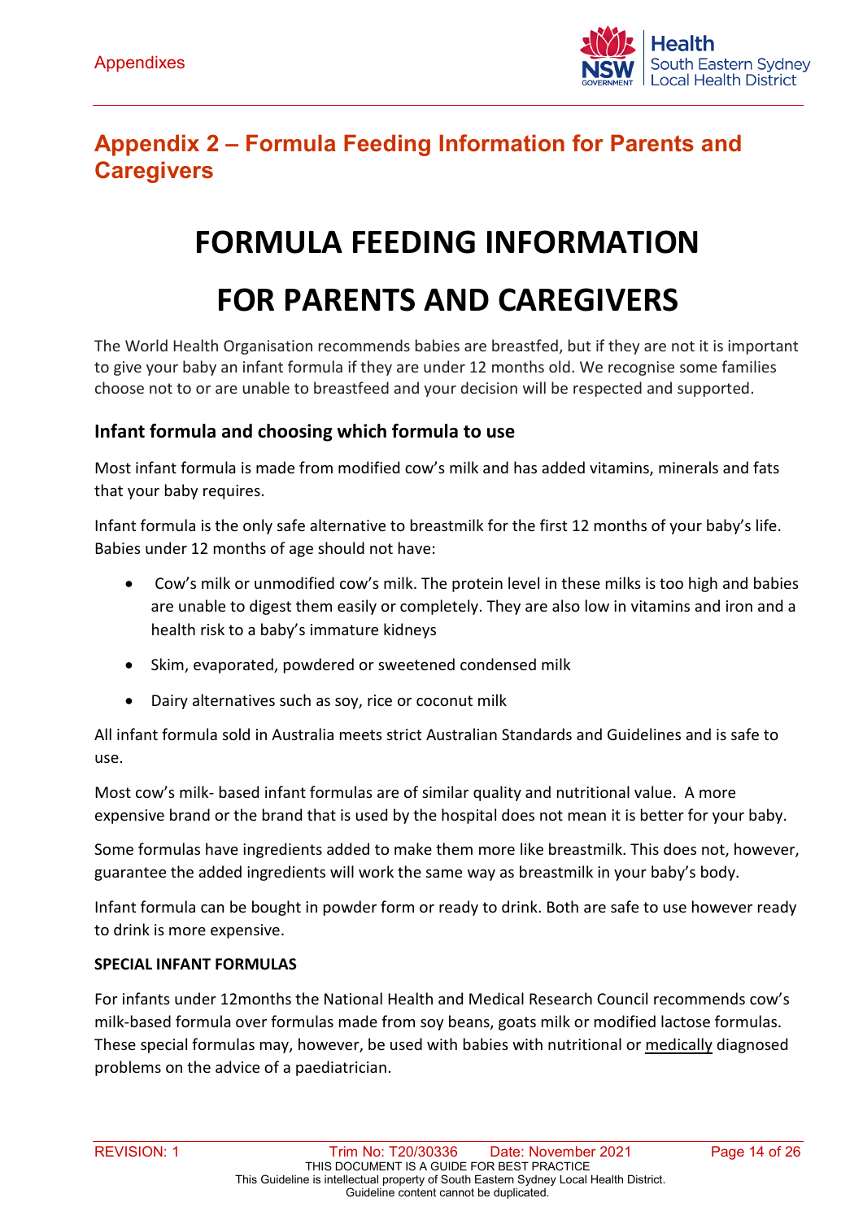## Appendix 2 – Formula Feeding Information for Parents and Caregivers

# FORMULA FEEDING INFORMATION FOR PARENTS AND CAREGIVERS

The World Health Organisation recommends babies are breastfed, but if they are not it is important to give your baby an infant formula if they are under 12 months old. We recognise some families choose not to or are unable to breastfeed and your decision will be respected and supported.

### Infant formula and choosing which formula to use

Most infant formula is made from modified cow's milk and has added vitamins, minerals and fats that your baby requires.

Infant formula is the only safe alternative to breastmilk for the first 12 months of your baby's life. Babies under 12 months of age should not have:

- Cow's milk or unmodified cow's milk. The protein level in these milks is too high and babies are unable to digest them easily or completely. They are also low in vitamins and iron and a health risk to a baby's immature kidneys
- Skim, evaporated, powdered or sweetened condensed milk
- Dairy alternatives such as soy, rice or coconut milk

All infant formula sold in Australia meets strict Australian Standards and Guidelines and is safe to use.

Most cow's milk- based infant formulas are of similar quality and nutritional value. A more expensive brand or the brand that is used by the hospital does not mean it is better for your baby.

Some formulas have ingredients added to make them more like breastmilk. This does not, however, guarantee the added ingredients will work the same way as breastmilk in your baby's body.

Infant formula can be bought in powder form or ready to drink. Both are safe to use however ready to drink is more expensive.

**SPECIAL INFANT FORMULAS**

For infants under 12months the National Health and Medical Research Council recommends cow's milk-based formula over formulas made from soy beans, goats milk or modified lactose formulas. These special formulas may, however, be used with babies with nutritional or medically diagnosed problems on the advice of a paediatrician.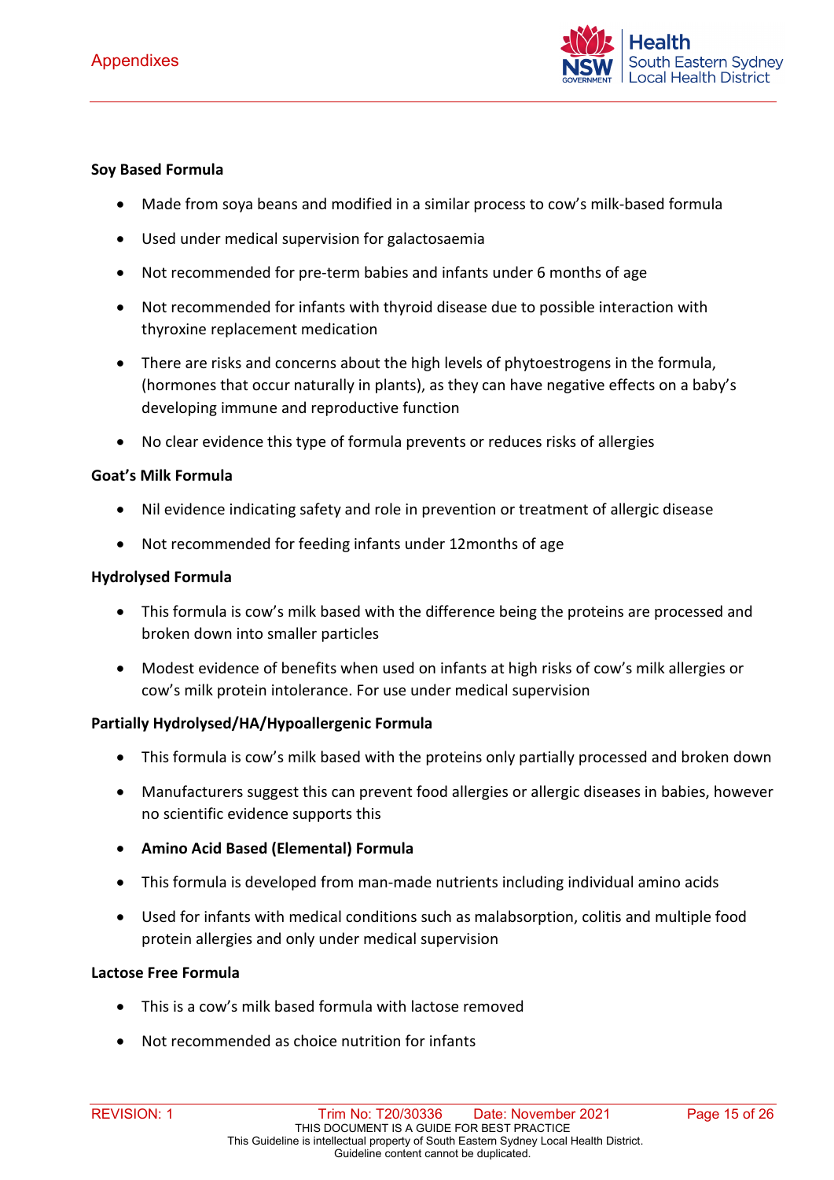**Soy Based Formula**

- Made from soya beans and modified in a similar process to cow's milk-based formula
- Used under medical supervision for galactosaemia
- Not recommended for pre-term babies and infants under 6 months of age
- Not recommended for infants with thyroid disease due to possible interaction with thyroxine replacement medication
- There are risks and concerns about the high levels of phytoestrogens in the formula, (hormones that occur naturally in plants), as they can have negative effects on a baby's developing immune and reproductive function
- No clear evidence this type of formula prevents or reduces risks of allergies

**Goat's Milk Formula**

- Nil evidence indicating safety and role in prevention or treatment of allergic disease
- Not recommended for feeding infants under 12months of age

**Hydrolysed Formula**

- This formula is cow's milk based with the difference being the proteins are processed and broken down into smaller particles
- Modest evidence of benefits when used on infants at high risks of cow's milk allergies or cow's milk protein intolerance. For use under medical supervision

**Partially Hydrolysed/HA/Hypoallergenic Formula**

- This formula is cow's milk based with the proteins only partially processed and broken down
- Manufacturers suggest this can prevent food allergies or allergic diseases in babies, however no scientific evidence supports this
- **Amino Acid Based (Elemental) Formula**
- This formula is developed from man-made nutrients including individual amino acids
- Used for infants with medical conditions such as malabsorption, colitis and multiple food protein allergies and only under medical supervision

**Lactose Free Formula**

- This is a cow's milk based formula with lactose removed
- Not recommended as choice nutrition for infants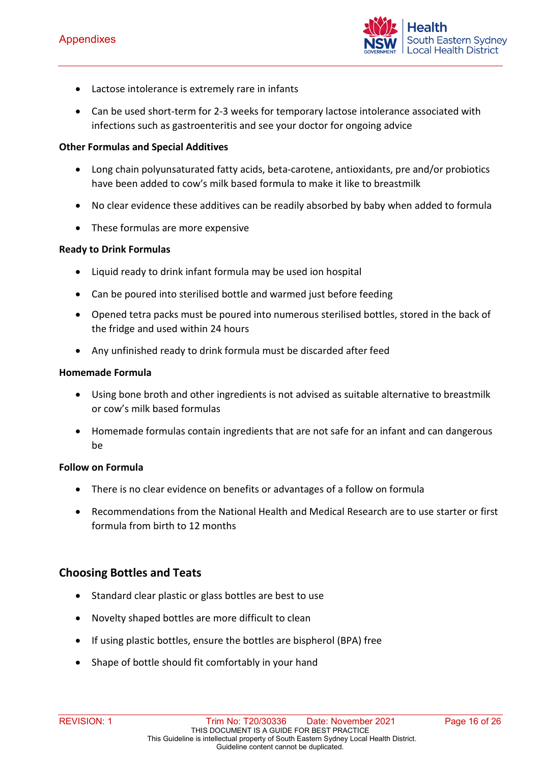- Lactose intolerance is extremely rare in infants
- Can be used short-term for 2-3 weeks for temporary lactose intolerance associated with infections such as gastroenteritis and see your doctor for ongoing advice

**Other Formulas and Special Additives**

- Long chain polyunsaturated fatty acids, beta-carotene, antioxidants, pre and/or probiotics have been added to cow's milk based formula to make it like to breastmilk
- No clear evidence these additives can be readily absorbed by baby when added to formula
- These formulas are more expensive

**Ready to Drink Formulas**

- Liquid ready to drink infant formula may be used ion hospital
- Can be poured into sterilised bottle and warmed just before feeding
- Opened tetra packs must be poured into numerous sterilised bottles, stored in the back of the fridge and used within 24 hours
- Any unfinished ready to drink formula must be discarded after feed

**Homemade Formula**

- Using bone broth and other ingredients is not advised as suitable alternative to breastmilk or cow's milk based formulas
- Homemade formulas contain ingredients that are not safe for an infant and can dangerous be

**Follow on Formula**

- There is no clear evidence on benefits or advantages of a follow on formula
- Recommendations from the National Health and Medical Research are to use starter or first formula from birth to 12 months

## Choosing Bottles and Teats

- Standard clear plastic or glass bottles are best to use
- Novelty shaped bottles are more difficult to clean
- If using plastic bottles, ensure the bottles are bispherol (BPA) free
- Shape of bottle should fit comfortably in your hand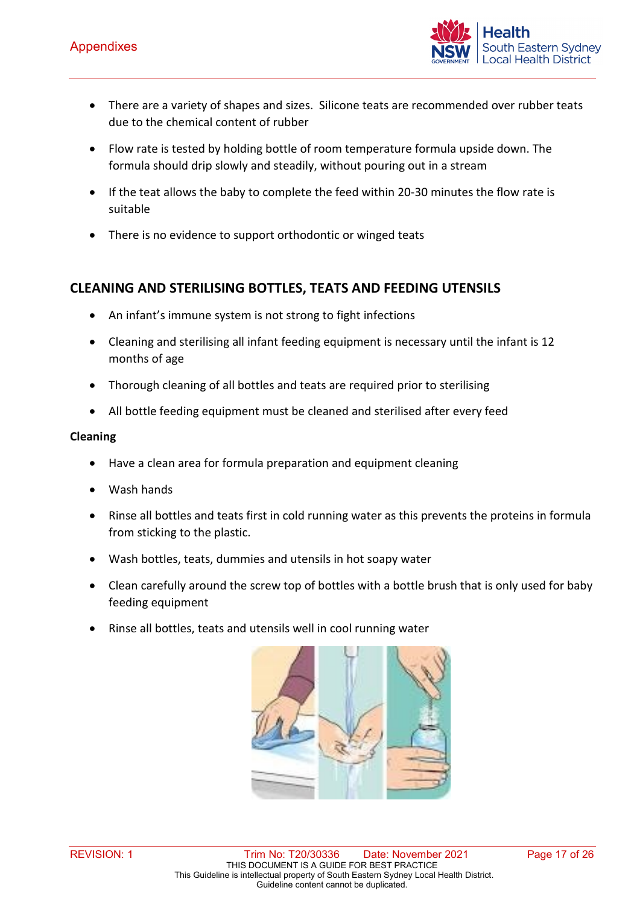- There are a variety of shapes and sizes. Silicone teats are recommended over rubber teats due to the chemical content of rubber
- Flow rate is tested by holding bottle of room temperature formula upside down. The formula should drip slowly and steadily, without pouring out in a stream
- If the teat allows the baby to complete the feed within 20-30 minutes the flow rate is suitable
- There is no evidence to support orthodontic or winged teats

## CLEANING AND STERILISING BOTTLES, TEATS AND FEEDING UTENSILS

- An infant's immune system is not strong to fight infections
- Cleaning and sterilising all infant feeding equipment is necessary until the infant is 12 months of age
- Thorough cleaning of all bottles and teats are required prior to sterilising
- All bottle feeding equipment must be cleaned and sterilised after every feed

**Cleaning**

- Have a clean area for formula preparation and equipment cleaning
- Wash hands
- Rinse all bottles and teats first in cold running water as this prevents the proteins in formula from sticking to the plastic.
- Wash bottles, teats, dummies and utensils in hot soapy water
- Clean carefully around the screw top of bottles with a bottle brush that is only used for baby feeding equipment
- Rinse all bottles, teats and utensils well in cool running water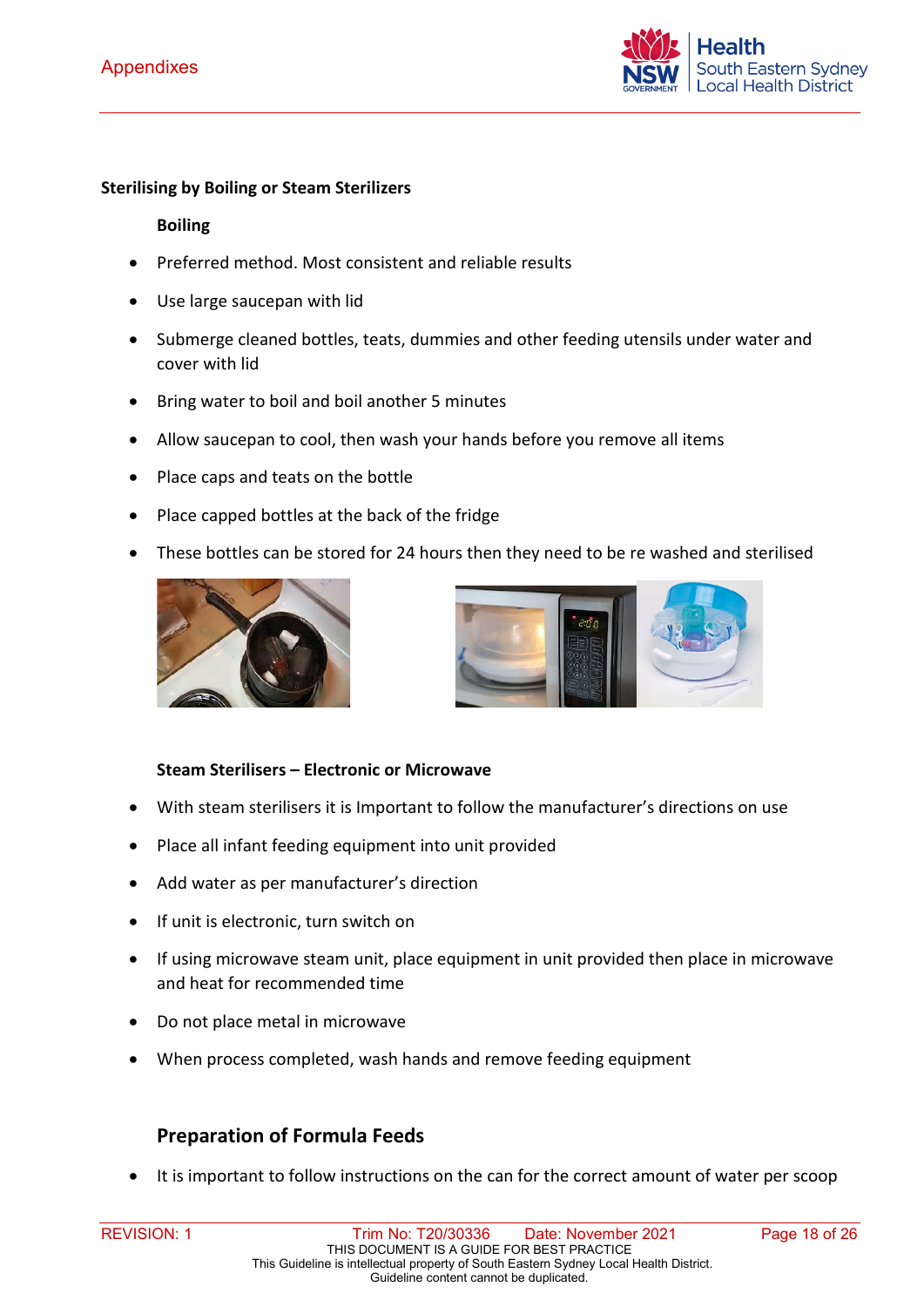**Sterilising by Boiling or Steam Sterilizers**

**Boiling**

- Preferred method. Most consistent and reliable results
- Use large saucepan with lid
- Submerge cleaned bottles, teats, dummies and other feeding utensils under water and cover with lid
- Bring water to boil and boil another 5 minutes
- Allow saucepan to cool, then wash your hands before you remove all items
- Place caps and teats on the bottle
- Place capped bottles at the back of the fridge
- These bottles can be stored for 24 hours then they need to be re washed and sterilised

**Steam Sterilisers – Electronic or Microwave**

- With steam sterilisers it is Important to follow the manufacturer's directions on use
- Place all infant feeding equipment into unit provided
- Add water as per manufacturer's direction
- If unit is electronic, turn switch on
- If using microwave steam unit, place equipment in unit provided then place in microwave and heat for recommended time
- Do not place metal in microwave
- When process completed, wash hands and remove feeding equipment

## Preparation of Formula Feeds

- It is important to follow instructions on the can for the correct amount of water per scoop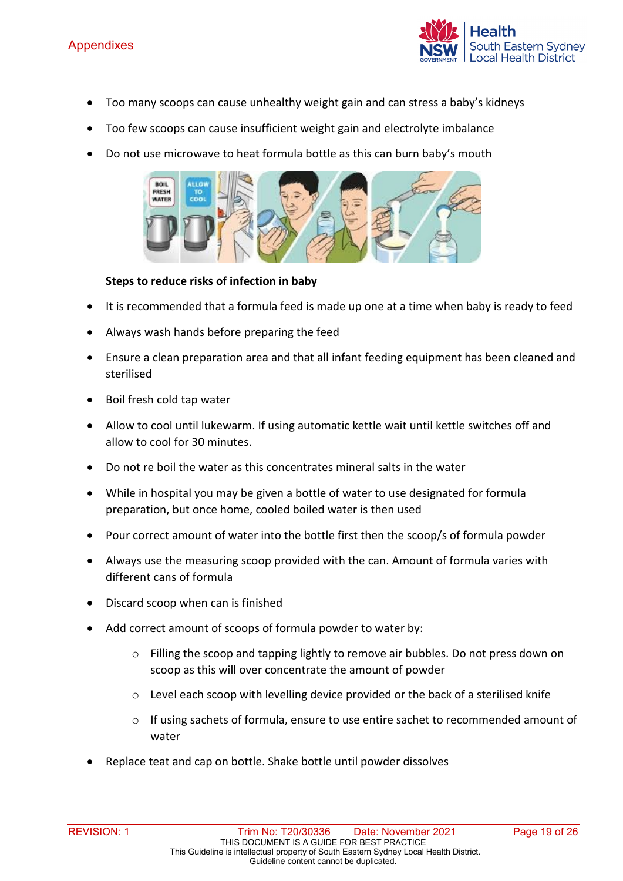- Too many scoops can cause unhealthy weight gain and can stress a baby's kidneys
- Too few scoops can cause insufficient weight gain and electrolyte imbalance
- Do not use microwave to heat formula bottle as this can burn baby's mouth

**Steps to reduce risks of infection in baby**

- It is recommended that a formula feed is made up one at a time when baby is ready to feed
- Always wash hands before preparing the feed
- Ensure a clean preparation area and that all infant feeding equipment has been cleaned and sterilised
- Boil fresh cold tap water
- Allow to cool until lukewarm. If using automatic kettle wait until kettle switches off and allow to cool for 30 minutes.
- Do not re boil the water as this concentrates mineral salts in the water
- While in hospital you may be given a bottle of water to use designated for formula preparation, but once home, cooled boiled water is then used
- Pour correct amount of water into the bottle first then the scoop/s of formula powder
- Always use the measuring scoop provided with the can. Amount of formula varies with different cans of formula
- Discard scoop when can is finished
- Add correct amount of scoops of formula powder to water by:
  - Filling the scoop and tapping lightly to remove air bubbles. Do not press down on scoop as this will over concentrate the amount of powder
  - Level each scoop with levelling device provided or the back of a sterilised knife
  - If using sachets of formula, ensure to use entire sachet to recommended amount of water
- Replace teat and cap on bottle. Shake bottle until powder dissolves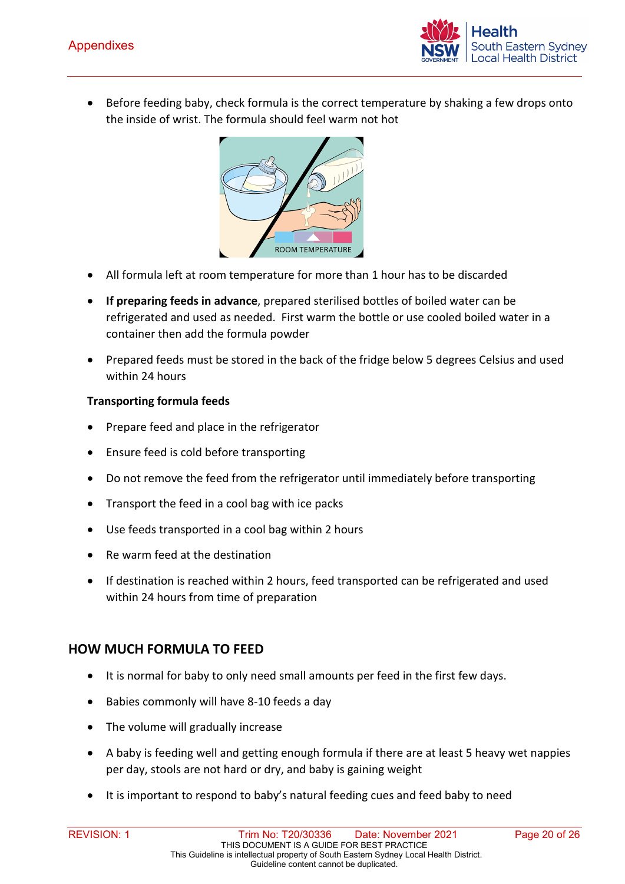- Before feeding baby, check formula is the correct temperature by shaking a few drops onto the inside of wrist. The formula should feel warm not hot

- All formula left at room temperature for more than 1 hour has to be discarded
- **If preparing feeds in advance**, prepared sterilised bottles of boiled water can be refrigerated and used as needed. First warm the bottle or use cooled boiled water in a container then add the formula powder
- Prepared feeds must be stored in the back of the fridge below 5 degrees Celsius and used within 24 hours

**Transporting formula feeds**

- Prepare feed and place in the refrigerator
- Ensure feed is cold before transporting
- Do not remove the feed from the refrigerator until immediately before transporting
- Transport the feed in a cool bag with ice packs
- Use feeds transported in a cool bag within 2 hours
- Re warm feed at the destination
- If destination is reached within 2 hours, feed transported can be refrigerated and used within 24 hours from time of preparation

## HOW MUCH FORMULA TO FEED

- It is normal for baby to only need small amounts per feed in the first few days.
- Babies commonly will have 8-10 feeds a day
- The volume will gradually increase
- A baby is feeding well and getting enough formula if there are at least 5 heavy wet nappies per day, stools are not hard or dry, and baby is gaining weight
- It is important to respond to baby's natural feeding cues and feed baby to need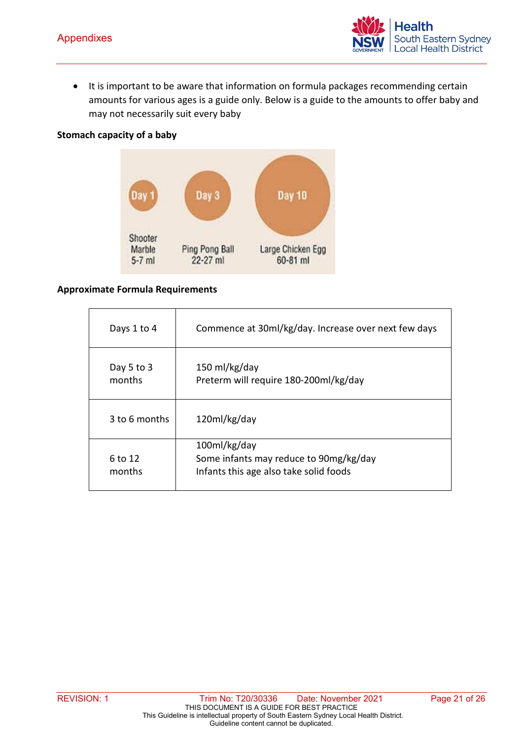- It is important to be aware that information on formula packages recommending certain amounts for various ages is a guide only. Below is a guide to the amounts to offer baby and may not necessarily suit every baby

**Stomach capacity of a baby**

**Approximate Formula Requirements**

| | |
|---|---|
| Days 1 to 4 | Commence at 30ml/kg/day. Increase over next few days |
| Day 5 to 3 months | 150 ml/kg/day<br>Preterm will require 180-200ml/kg/day |
| 3 to 6 months | 120ml/kg/day |
| 6 to 12 months | 100ml/kg/day<br>Some infants may reduce to 90mg/kg/day<br>Infants this age also take solid foods |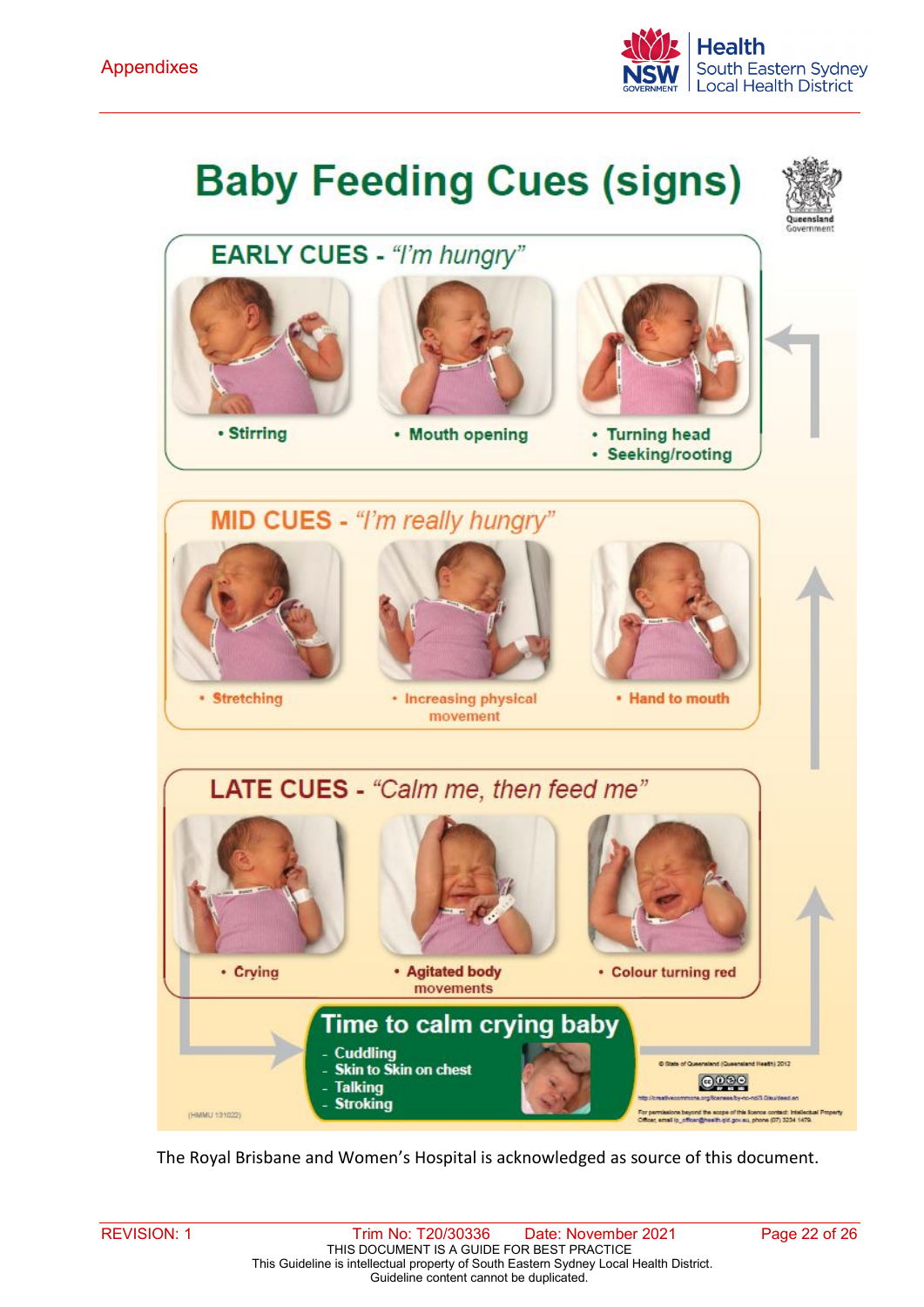# Baby Feeding Cues (signs)

## EARLY CUES - *"I'm hungry"*

- Stirring
- Mouth opening
- Turning head
- Seeking/rooting

## MID CUES - *"I'm really hungry"*

- Stretching
- Increasing physical movement
- Hand to mouth

## LATE CUES - *"Calm me, then feed me"*

- Crying
- Agitated body movements
- Colour turning red

## Time to calm crying baby

- Cuddling
- Skin to Skin on chest
- Talking
- Stroking

(HMMU 131022)

© State of Queensland (Queensland Health) 2012

http://creativecommons.org/licenses/by-nc-nd/3.0/au/deed.en

For permissions beyond the scope of this licence contact: Intellectual Property Officer, email ip_officer@health.qld.gov.au, phone (07) 3234 1479.

The Royal Brisbane and Women's Hospital is acknowledged as source of this document.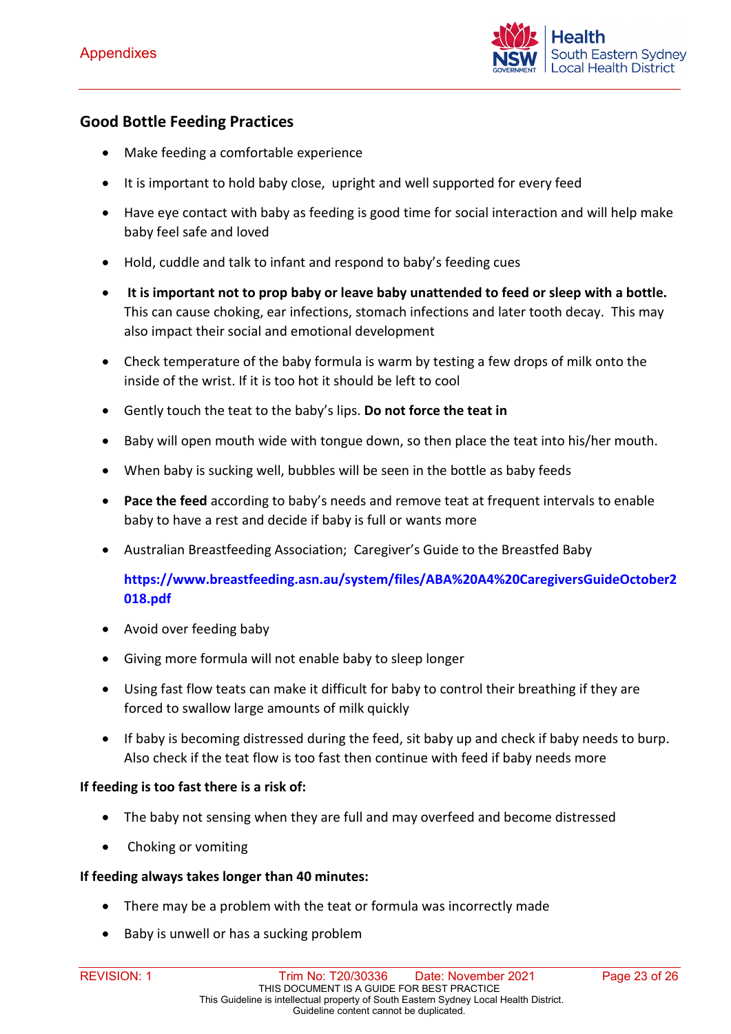## Good Bottle Feeding Practices

- Make feeding a comfortable experience
- It is important to hold baby close, upright and well supported for every feed
- Have eye contact with baby as feeding is good time for social interaction and will help make baby feel safe and loved
- Hold, cuddle and talk to infant and respond to baby's feeding cues
- **It is important not to prop baby or leave baby unattended to feed or sleep with a bottle.** This can cause choking, ear infections, stomach infections and later tooth decay. This may also impact their social and emotional development
- Check temperature of the baby formula is warm by testing a few drops of milk onto the inside of the wrist. If it is too hot it should be left to cool
- Gently touch the teat to the baby's lips. **Do not force the teat in**
- Baby will open mouth wide with tongue down, so then place the teat into his/her mouth.
- When baby is sucking well, bubbles will be seen in the bottle as baby feeds
- **Pace the feed** according to baby's needs and remove teat at frequent intervals to enable baby to have a rest and decide if baby is full or wants more
- Australian Breastfeeding Association; Caregiver's Guide to the Breastfed Baby

  **https://www.breastfeeding.asn.au/system/files/ABA%20A4%20CaregiversGuideOctober2018.pdf**
- Avoid over feeding baby
- Giving more formula will not enable baby to sleep longer
- Using fast flow teats can make it difficult for baby to control their breathing if they are forced to swallow large amounts of milk quickly
- If baby is becoming distressed during the feed, sit baby up and check if baby needs to burp. Also check if the teat flow is too fast then continue with feed if baby needs more

**If feeding is too fast there is a risk of:**

- The baby not sensing when they are full and may overfeed and become distressed
- Choking or vomiting

**If feeding always takes longer than 40 minutes:**

- There may be a problem with the teat or formula was incorrectly made
- Baby is unwell or has a sucking problem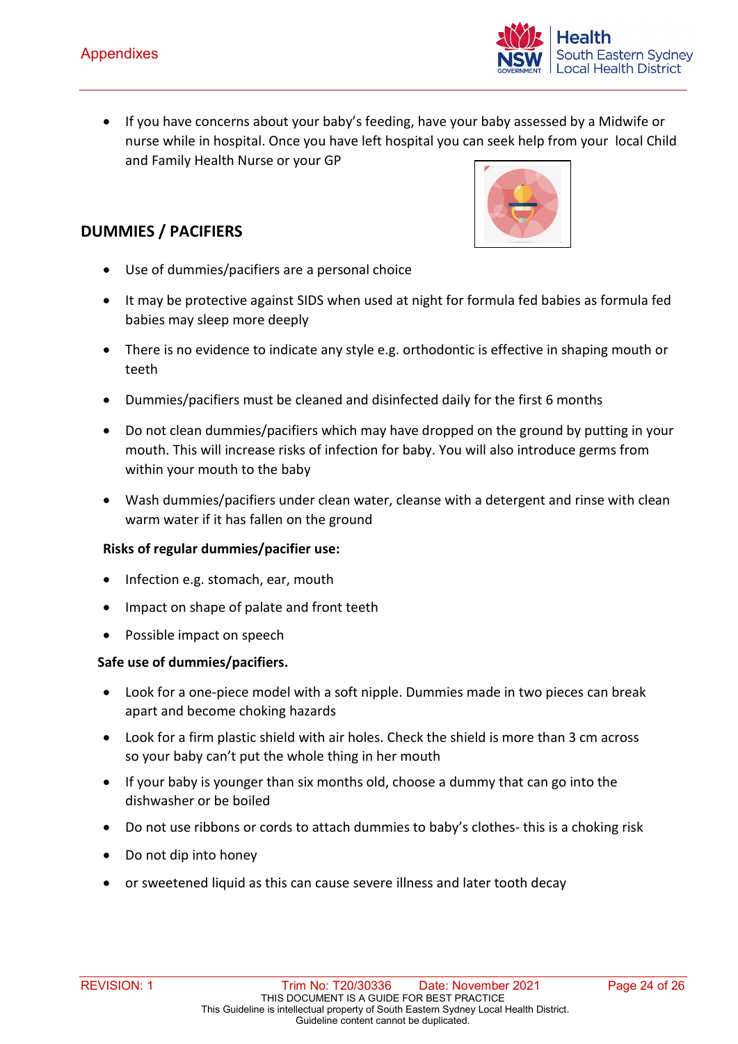- If you have concerns about your baby's feeding, have your baby assessed by a Midwife or nurse while in hospital. Once you have left hospital you can seek help from your local Child and Family Health Nurse or your GP

## DUMMIES / PACIFIERS

- Use of dummies/pacifiers are a personal choice
- It may be protective against SIDS when used at night for formula fed babies as formula fed babies may sleep more deeply
- There is no evidence to indicate any style e.g. orthodontic is effective in shaping mouth or teeth
- Dummies/pacifiers must be cleaned and disinfected daily for the first 6 months
- Do not clean dummies/pacifiers which may have dropped on the ground by putting in your mouth. This will increase risks of infection for baby. You will also introduce germs from within your mouth to the baby
- Wash dummies/pacifiers under clean water, cleanse with a detergent and rinse with clean warm water if it has fallen on the ground

**Risks of regular dummies/pacifier use:**

- Infection e.g. stomach, ear, mouth
- Impact on shape of palate and front teeth
- Possible impact on speech

**Safe use of dummies/pacifiers.**

- Look for a one-piece model with a soft nipple. Dummies made in two pieces can break apart and become choking hazards
- Look for a firm plastic shield with air holes. Check the shield is more than 3 cm across so your baby can't put the whole thing in her mouth
- If your baby is younger than six months old, choose a dummy that can go into the dishwasher or be boiled
- Do not use ribbons or cords to attach dummies to baby's clothes- this is a choking risk
- Do not dip into honey
- or sweetened liquid as this can cause severe illness and later tooth decay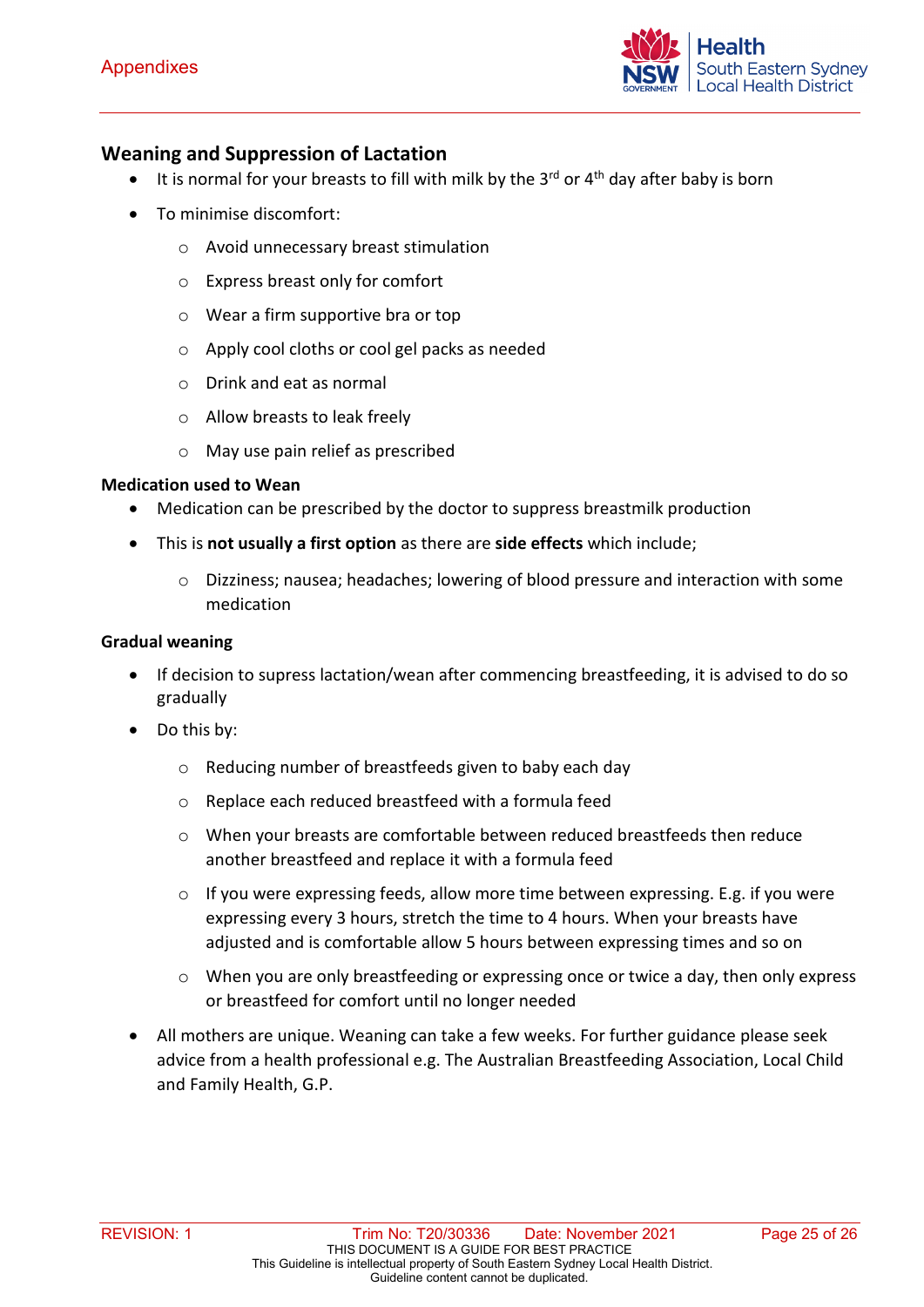## Weaning and Suppression of Lactation

- It is normal for your breasts to fill with milk by the 3rd or 4th day after baby is born
- To minimise discomfort:
  - Avoid unnecessary breast stimulation
  - Express breast only for comfort
  - Wear a firm supportive bra or top
  - Apply cool cloths or cool gel packs as needed
  - Drink and eat as normal
  - Allow breasts to leak freely
  - May use pain relief as prescribed

### Medication used to Wean

- Medication can be prescribed by the doctor to suppress breastmilk production
- This is **not usually a first option** as there are **side effects** which include;
  - Dizziness; nausea; headaches; lowering of blood pressure and interaction with some medication

### Gradual weaning

- If decision to supress lactation/wean after commencing breastfeeding, it is advised to do so gradually
- Do this by:
  - Reducing number of breastfeeds given to baby each day
  - Replace each reduced breastfeed with a formula feed
  - When your breasts are comfortable between reduced breastfeeds then reduce another breastfeed and replace it with a formula feed
  - If you were expressing feeds, allow more time between expressing. E.g. if you were expressing every 3 hours, stretch the time to 4 hours. When your breasts have adjusted and is comfortable allow 5 hours between expressing times and so on
  - When you are only breastfeeding or expressing once or twice a day, then only express or breastfeed for comfort until no longer needed
- All mothers are unique. Weaning can take a few weeks. For further guidance please seek advice from a health professional e.g. The Australian Breastfeeding Association, Local Child and Family Health, G.P.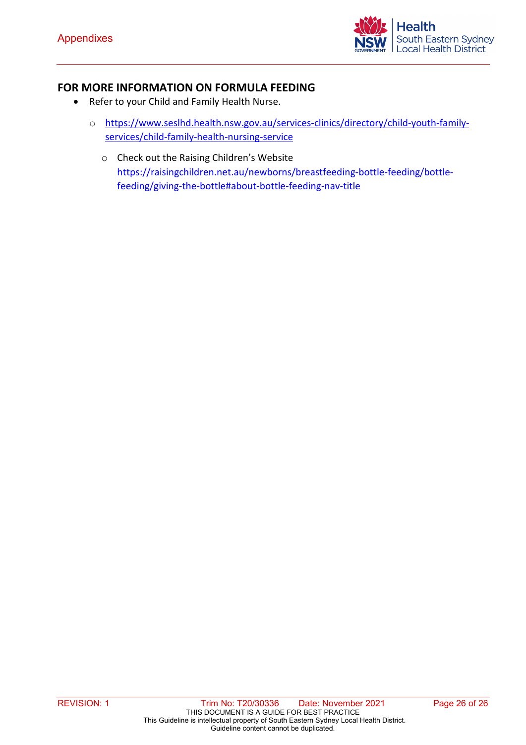## FOR MORE INFORMATION ON FORMULA FEEDING

- Refer to your Child and Family Health Nurse.
  - https://www.seslhd.health.nsw.gov.au/services-clinics/directory/child-youth-family-services/child-family-health-nursing-service
    - Check out the Raising Children's Website https://raisingchildren.net.au/newborns/breastfeeding-bottle-feeding/bottle-feeding/giving-the-bottle#about-bottle-feeding-nav-title